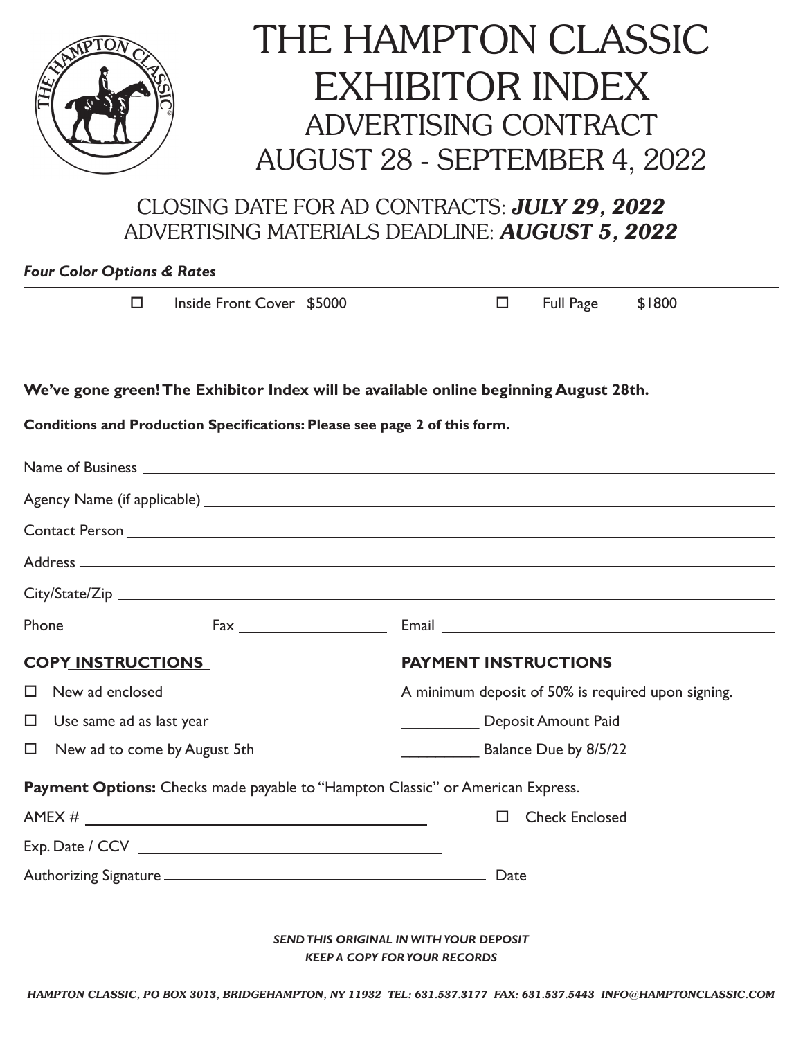# THE HAMPTON CLASSIC EXHIBITOR INDEX

## ADVERTISING CONTRACT

## AUGUST 28 - SEPTEMBER 4, 2022

### CLOSING DATE FOR AD CONTRACTS: ***JULY 29, 2022***

### ADVERTISING MATERIALS DEADLINE: ***AUGUST 5, 2022***

***Four Color Options & Rates***

☐ Inside Front Cover $5000

☐ Full Page $1800

**We've gone green! The Exhibitor Index will be available online beginning August 28th.**

**Conditions and Production Specifications: Please see page 2 of this form.**

Name of Business ______________________________

Agency Name (if applicable) ______________________________

Contact Person ______________________________

Address ______________________________

City/State/Zip ______________________________

Phone ______________ Fax ______________ Email ______________________________

**COPY INSTRUCTIONS**

☐ New ad enclosed

☐ Use same ad as last year

☐ New ad to come by August 5th

**PAYMENT INSTRUCTIONS**

A minimum deposit of 50% is required upon signing.

__________ Deposit Amount Paid

__________ Balance Due by 8/5/22

**Payment Options:** Checks made payable to "Hampton Classic" or American Express.

AMEX # ______________________________

☐ Check Enclosed

Exp. Date / CCV ______________________________

Authorizing Signature ______________________________ Date ______________

***SEND THIS ORIGINAL IN WITH YOUR DEPOSIT***

***KEEP A COPY FOR YOUR RECORDS***

*HAMPTON CLASSIC, PO BOX 3013, BRIDGEHAMPTON, NY 11932 TEL: 631.537.3177 FAX: 631.537.5443 INFO@HAMPTONCLASSIC.COM*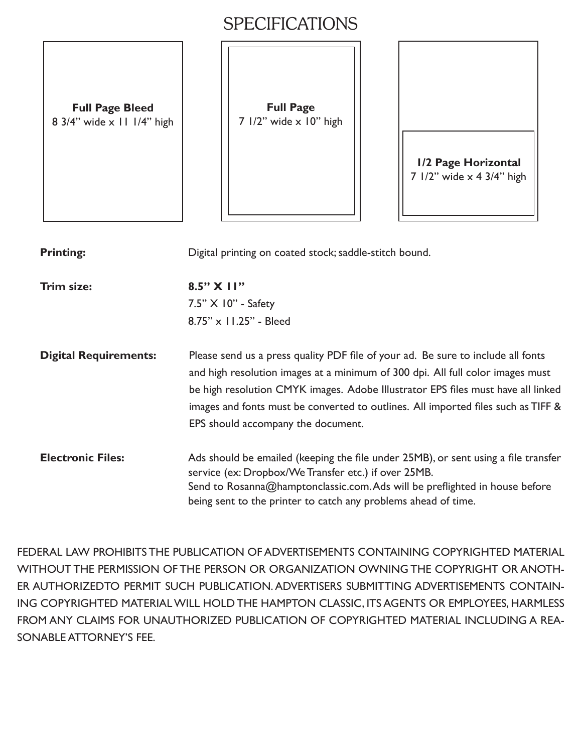# SPECIFICATIONS

**Full Page Bleed**
8 3/4" wide x 11 1/4" high

**Full Page**
7 1/2" wide x 10" high

**1/2 Page Horizontal**
7 1/2" wide x 4 3/4" high

**Printing:** Digital printing on coated stock; saddle-stitch bound.

**Trim size:** **8.5" X 11"**
7.5" X 10" - Safety
8.75" x 11.25" - Bleed

**Digital Requirements:** Please send us a press quality PDF file of your ad. Be sure to include all fonts and high resolution images at a minimum of 300 dpi. All full color images must be high resolution CMYK images. Adobe Illustrator EPS files must have all linked images and fonts must be converted to outlines. All imported files such as TIFF & EPS should accompany the document.

**Electronic Files:** Ads should be emailed (keeping the file under 25MB), or sent using a file transfer service (ex: Dropbox/We Transfer etc.) if over 25MB.
Send to Rosanna@hamptonclassic.com. Ads will be preflighted in house before being sent to the printer to catch any problems ahead of time.

FEDERAL LAW PROHIBITS THE PUBLICATION OF ADVERTISEMENTS CONTAINING COPYRIGHTED MATERIAL WITHOUT THE PERMISSION OF THE PERSON OR ORGANIZATION OWNING THE COPYRIGHT OR ANOTHER AUTHORIZEDTO PERMIT SUCH PUBLICATION. ADVERTISERS SUBMITTING ADVERTISEMENTS CONTAINING COPYRIGHTED MATERIAL WILL HOLD THE HAMPTON CLASSIC, ITS AGENTS OR EMPLOYEES, HARMLESS FROM ANY CLAIMS FOR UNAUTHORIZED PUBLICATION OF COPYRIGHTED MATERIAL INCLUDING A REASONABLE ATTORNEY'S FEE.